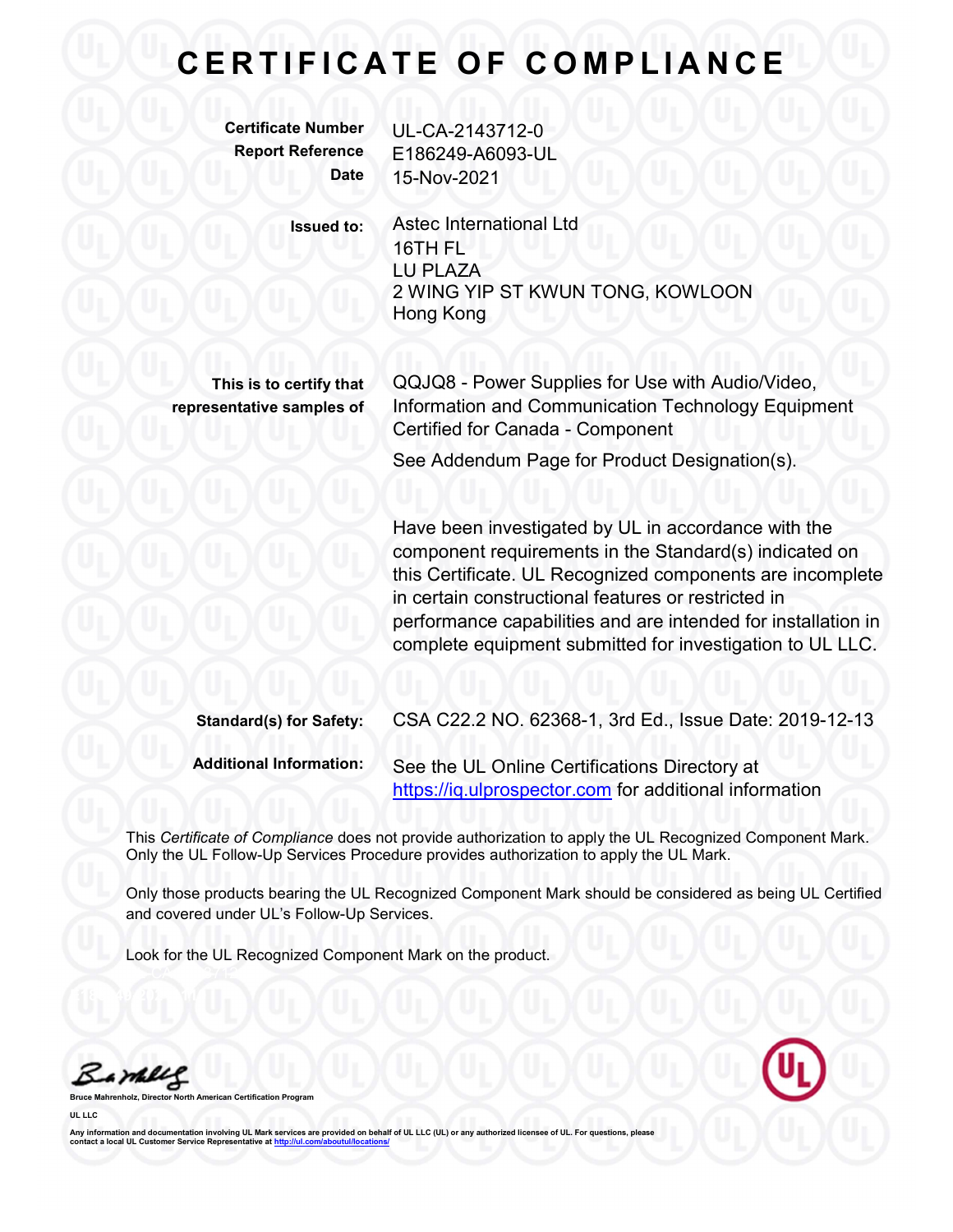# CERTIFICATE OF COMPLIANCE

| | |
|---|---|
| **Certificate Number** | UL-CA-2143712-0 |
| **Report Reference** | E186249-A6093-UL |
| **Date** | 15-Nov-2021 |

**Issued to:** Astec International Ltd
16TH FL
LU PLAZA
2 WING YIP ST KWUN TONG, KOWLOON
Hong Kong

**This is to certify that representative samples of** QQJQ8 - Power Supplies for Use with Audio/Video, Information and Communication Technology Equipment Certified for Canada - Component

See Addendum Page for Product Designation(s).

Have been investigated by UL in accordance with the component requirements in the Standard(s) indicated on this Certificate. UL Recognized components are incomplete in certain constructional features or restricted in performance capabilities and are intended for installation in complete equipment submitted for investigation to UL LLC.

**Standard(s) for Safety:** CSA C22.2 NO. 62368-1, 3rd Ed., Issue Date: 2019-12-13

**Additional Information:** See the UL Online Certifications Directory at https://iq.ulprospector.com for additional information

This *Certificate of Compliance* does not provide authorization to apply the UL Recognized Component Mark. Only the UL Follow-Up Services Procedure provides authorization to apply the UL Mark.

Only those products bearing the UL Recognized Component Mark should be considered as being UL Certified and covered under UL's Follow-Up Services.

Look for the UL Recognized Component Mark on the product.

Bruce Mahrenholz, Director North American Certification Program

UL LLC

Any information and documentation involving UL Mark services are provided on behalf of UL LLC (UL) or any authorized licensee of UL. For questions, please contact a local UL Customer Service Representative at http://ul.com/aboutul/locations/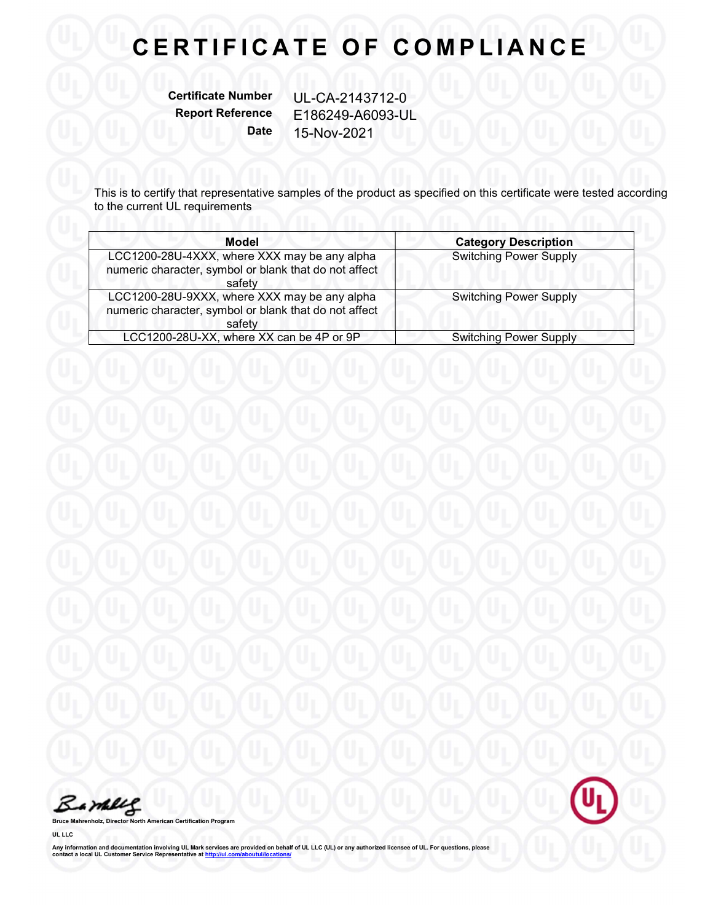# CERTIFICATE OF COMPLIANCE

**Certificate Number** UL-CA-2143712-0
**Report Reference** E186249-A6093-UL
**Date** 15-Nov-2021

This is to certify that representative samples of the product as specified on this certificate were tested according to the current UL requirements

| Model | Category Description |
|---|---|
| LCC1200-28U-4XXX, where XXX may be any alpha numeric character, symbol or blank that do not affect safety | Switching Power Supply |
| LCC1200-28U-9XXX, where XXX may be any alpha numeric character, symbol or blank that do not affect safety | Switching Power Supply |
| LCC1200-28U-XX, where XX can be 4P or 9P | Switching Power Supply |

Bruce Mahrenholz, Director North American Certification Program

UL LLC

Any information and documentation involving UL Mark services are provided on behalf of UL LLC (UL) or any authorized licensee of UL. For questions, please contact a local UL Customer Service Representative at http://ul.com/aboutul/locations/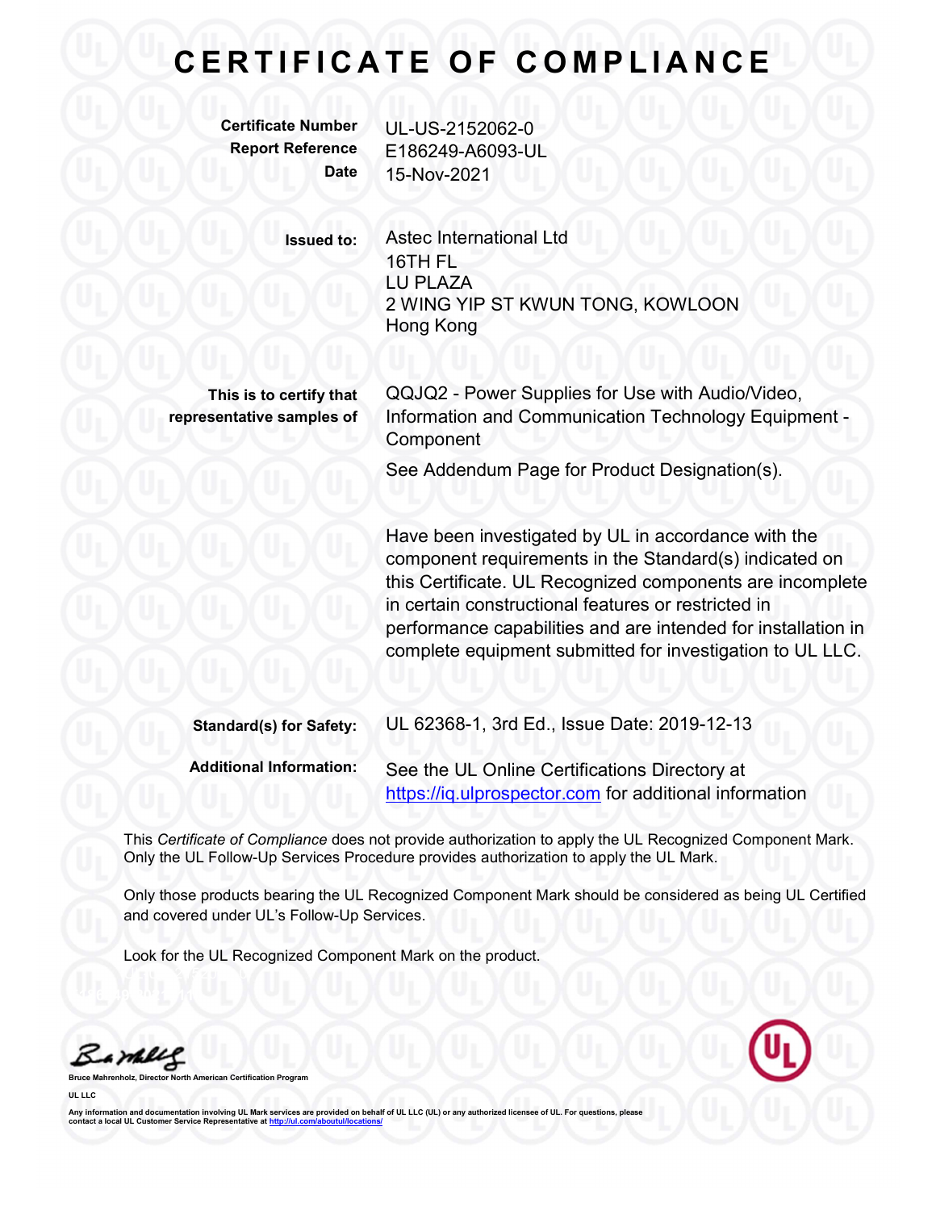# CERTIFICATE OF COMPLIANCE

**Certificate Number** UL-US-2152062-0
**Report Reference** E186249-A6093-UL
**Date** 15-Nov-2021

**Issued to:** Astec International Ltd
16TH FL
LU PLAZA
2 WING YIP ST KWUN TONG, KOWLOON
Hong Kong

**This is to certify that representative samples of** QQJQ2 - Power Supplies for Use with Audio/Video, Information and Communication Technology Equipment - Component

See Addendum Page for Product Designation(s).

Have been investigated by UL in accordance with the component requirements in the Standard(s) indicated on this Certificate. UL Recognized components are incomplete in certain constructional features or restricted in performance capabilities and are intended for installation in complete equipment submitted for investigation to UL LLC.

**Standard(s) for Safety:** UL 62368-1, 3rd Ed., Issue Date: 2019-12-13

**Additional Information:** See the UL Online Certifications Directory at https://iq.ulprospector.com for additional information

This *Certificate of Compliance* does not provide authorization to apply the UL Recognized Component Mark. Only the UL Follow-Up Services Procedure provides authorization to apply the UL Mark.

Only those products bearing the UL Recognized Component Mark should be considered as being UL Certified and covered under UL's Follow-Up Services.

Look for the UL Recognized Component Mark on the product.

**Bruce Mahrenholz, Director North American Certification Program**

**UL LLC**

Any information and documentation involving UL Mark services are provided on behalf of UL LLC (UL) or any authorized licensee of UL. For questions, please contact a local UL Customer Service Representative at http://ul.com/aboutul/locations/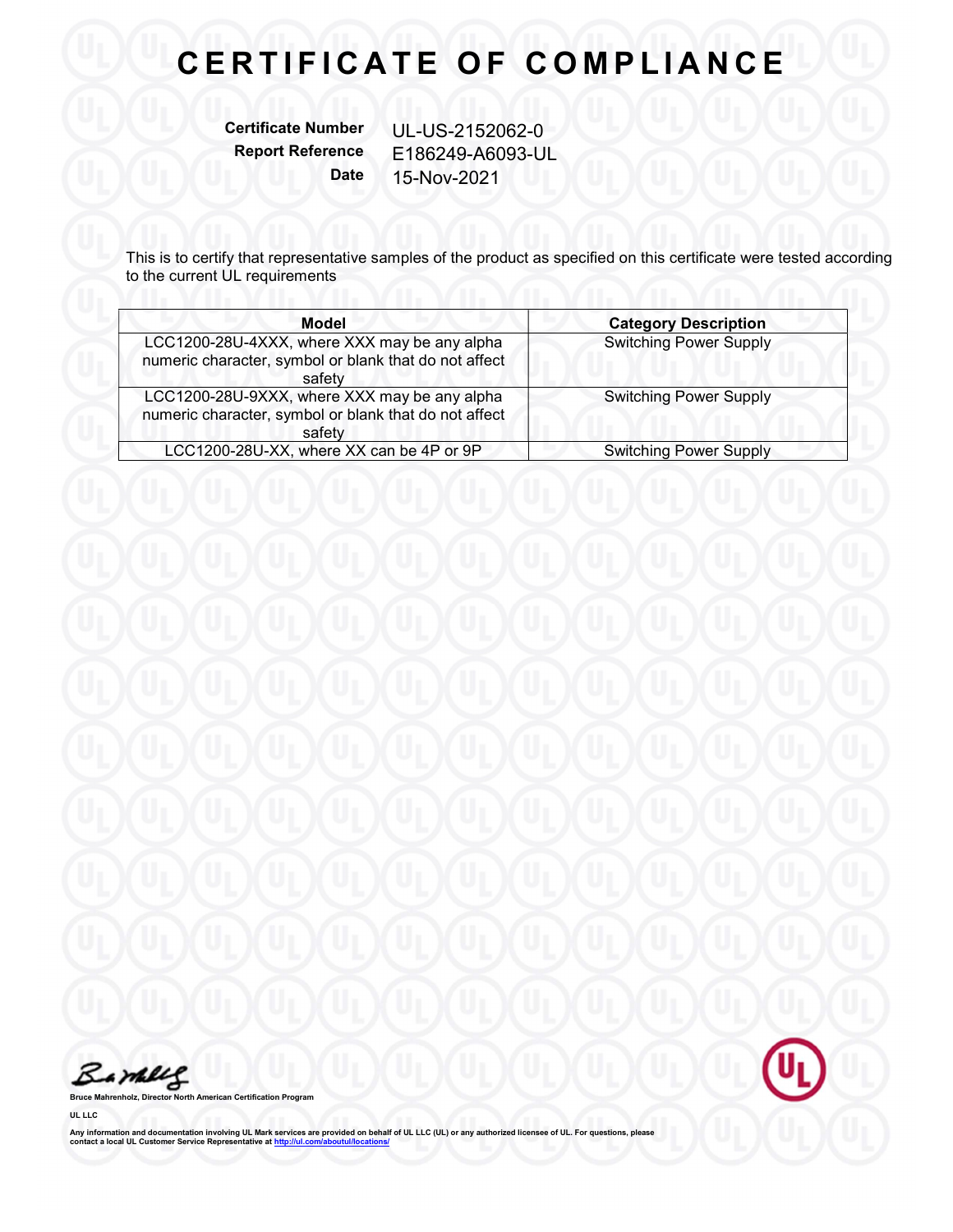# CERTIFICATE OF COMPLIANCE

**Certificate Number** UL-US-2152062-0
**Report Reference** E186249-A6093-UL
**Date** 15-Nov-2021

This is to certify that representative samples of the product as specified on this certificate were tested according to the current UL requirements

| Model | Category Description |
|---|---|
| LCC1200-28U-4XXX, where XXX may be any alpha numeric character, symbol or blank that do not affect safety | Switching Power Supply |
| LCC1200-28U-9XXX, where XXX may be any alpha numeric character, symbol or blank that do not affect safety | Switching Power Supply |
| LCC1200-28U-XX, where XX can be 4P or 9P | Switching Power Supply |

**Bruce Mahrenholz, Director North American Certification Program**

**UL LLC**

**Any information and documentation involving UL Mark services are provided on behalf of UL LLC (UL) or any authorized licensee of UL. For questions, please contact a local UL Customer Service Representative at http://ul.com/aboutul/locations/**